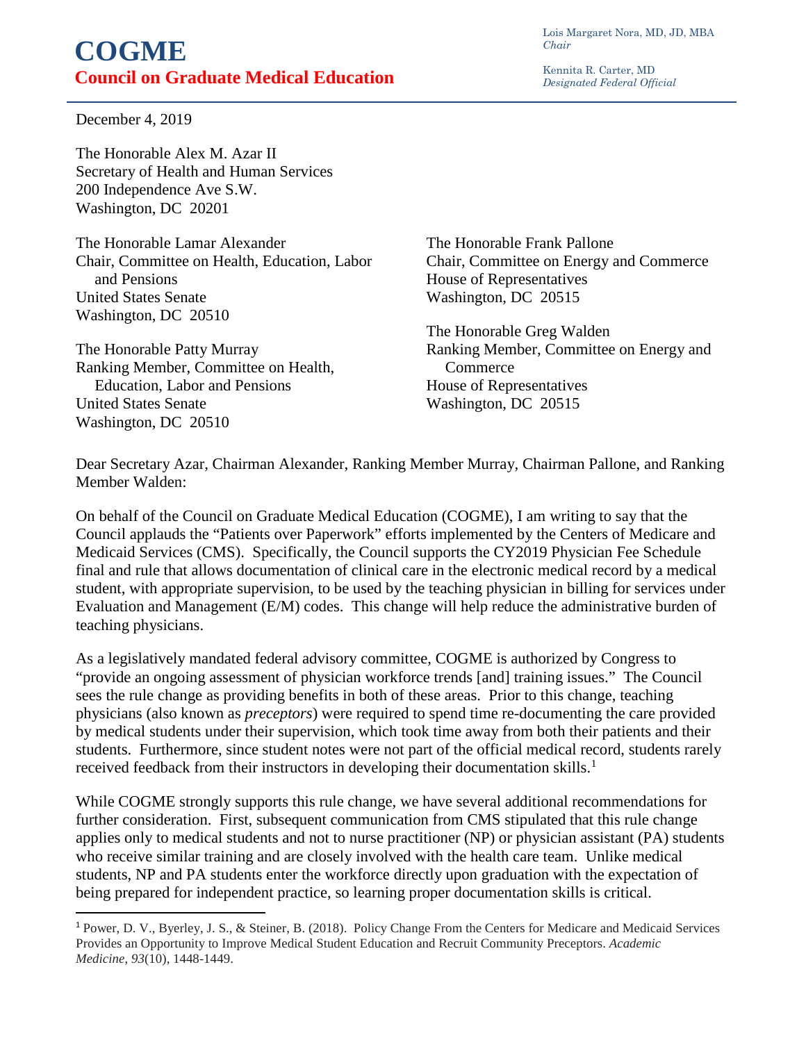# COGME

## Council on Graduate Medical Education

Lois Margaret Nora, MD, JD, MBA
*Chair*

Kennita R. Carter, MD
*Designated Federal Official*

December 4, 2019

The Honorable Alex M. Azar II
Secretary of Health and Human Services
200 Independence Ave S.W.
Washington, DC 20201

The Honorable Lamar Alexander
Chair, Committee on Health, Education, Labor and Pensions
United States Senate
Washington, DC 20510

The Honorable Patty Murray
Ranking Member, Committee on Health, Education, Labor and Pensions
United States Senate
Washington, DC 20510

The Honorable Frank Pallone
Chair, Committee on Energy and Commerce
House of Representatives
Washington, DC 20515

The Honorable Greg Walden
Ranking Member, Committee on Energy and Commerce
House of Representatives
Washington, DC 20515

Dear Secretary Azar, Chairman Alexander, Ranking Member Murray, Chairman Pallone, and Ranking Member Walden:

On behalf of the Council on Graduate Medical Education (COGME), I am writing to say that the Council applauds the "Patients over Paperwork" efforts implemented by the Centers of Medicare and Medicaid Services (CMS). Specifically, the Council supports the CY2019 Physician Fee Schedule final and rule that allows documentation of clinical care in the electronic medical record by a medical student, with appropriate supervision, to be used by the teaching physician in billing for services under Evaluation and Management (E/M) codes. This change will help reduce the administrative burden of teaching physicians.

As a legislatively mandated federal advisory committee, COGME is authorized by Congress to "provide an ongoing assessment of physician workforce trends [and] training issues." The Council sees the rule change as providing benefits in both of these areas. Prior to this change, teaching physicians (also known as *preceptors*) were required to spend time re-documenting the care provided by medical students under their supervision, which took time away from both their patients and their students. Furthermore, since student notes were not part of the official medical record, students rarely received feedback from their instructors in developing their documentation skills.[1]

While COGME strongly supports this rule change, we have several additional recommendations for further consideration. First, subsequent communication from CMS stipulated that this rule change applies only to medical students and not to nurse practitioner (NP) or physician assistant (PA) students who receive similar training and are closely involved with the health care team. Unlike medical students, NP and PA students enter the workforce directly upon graduation with the expectation of being prepared for independent practice, so learning proper documentation skills is critical.

[1] Power, D. V., Byerley, J. S., & Steiner, B. (2018). Policy Change From the Centers for Medicare and Medicaid Services Provides an Opportunity to Improve Medical Student Education and Recruit Community Preceptors. *Academic Medicine*, *93*(10), 1448-1449.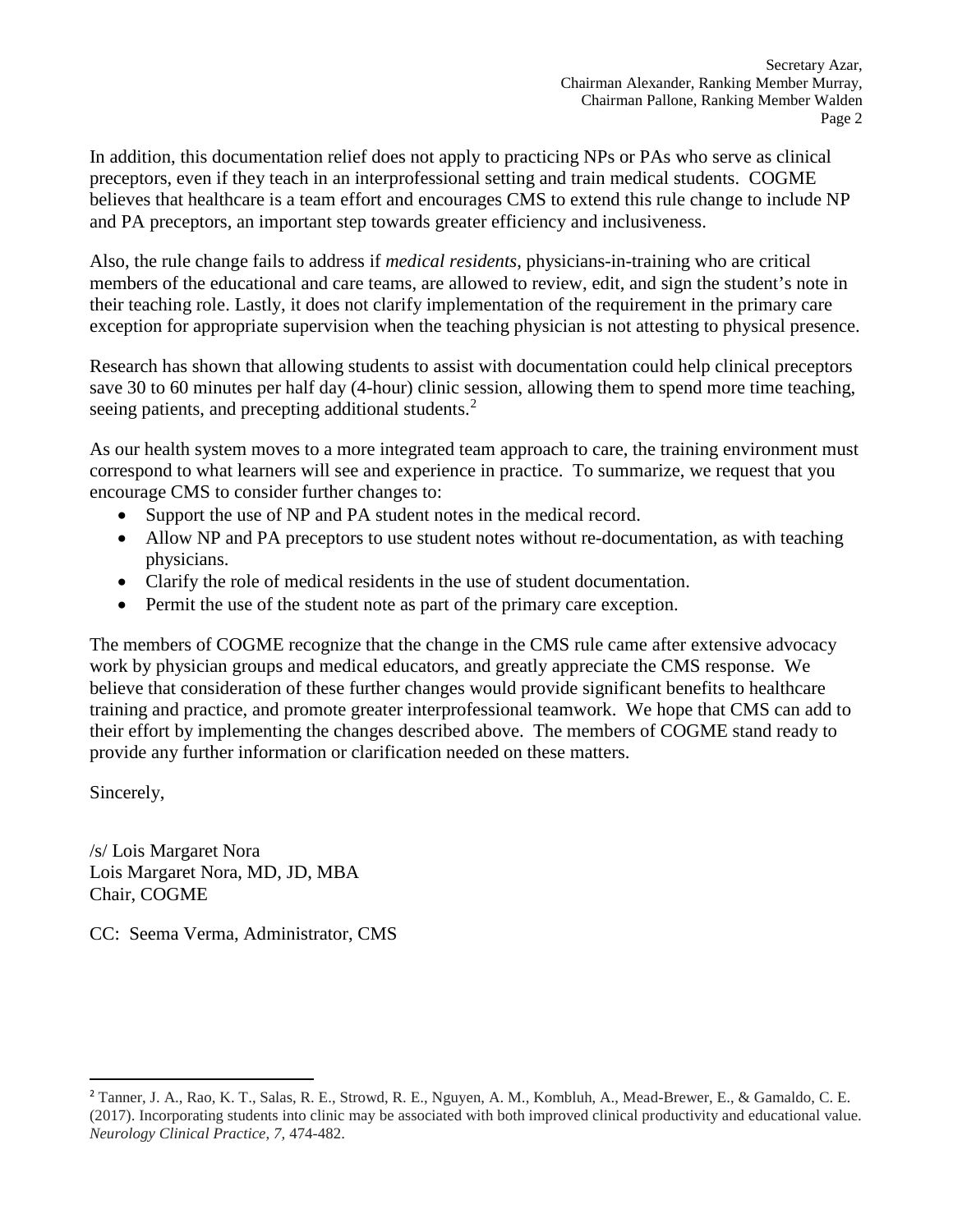In addition, this documentation relief does not apply to practicing NPs or PAs who serve as clinical preceptors, even if they teach in an interprofessional setting and train medical students. COGME believes that healthcare is a team effort and encourages CMS to extend this rule change to include NP and PA preceptors, an important step towards greater efficiency and inclusiveness.

Also, the rule change fails to address if *medical residents*, physicians-in-training who are critical members of the educational and care teams, are allowed to review, edit, and sign the student's note in their teaching role. Lastly, it does not clarify implementation of the requirement in the primary care exception for appropriate supervision when the teaching physician is not attesting to physical presence.

Research has shown that allowing students to assist with documentation could help clinical preceptors save 30 to 60 minutes per half day (4-hour) clinic session, allowing them to spend more time teaching, seeing patients, and precepting additional students.[2]

As our health system moves to a more integrated team approach to care, the training environment must correspond to what learners will see and experience in practice. To summarize, we request that you encourage CMS to consider further changes to:

- Support the use of NP and PA student notes in the medical record.
- Allow NP and PA preceptors to use student notes without re-documentation, as with teaching physicians.
- Clarify the role of medical residents in the use of student documentation.
- Permit the use of the student note as part of the primary care exception.

The members of COGME recognize that the change in the CMS rule came after extensive advocacy work by physician groups and medical educators, and greatly appreciate the CMS response. We believe that consideration of these further changes would provide significant benefits to healthcare training and practice, and promote greater interprofessional teamwork. We hope that CMS can add to their effort by implementing the changes described above. The members of COGME stand ready to provide any further information or clarification needed on these matters.

Sincerely,

/s/ Lois Margaret Nora
Lois Margaret Nora, MD, JD, MBA
Chair, COGME

CC: Seema Verma, Administrator, CMS

---

[2] Tanner, J. A., Rao, K. T., Salas, R. E., Strowd, R. E., Nguyen, A. M., Kombluh, A., Mead-Brewer, E., & Gamaldo, C. E. (2017). Incorporating students into clinic may be associated with both improved clinical productivity and educational value. *Neurology Clinical Practice, 7,* 474-482.